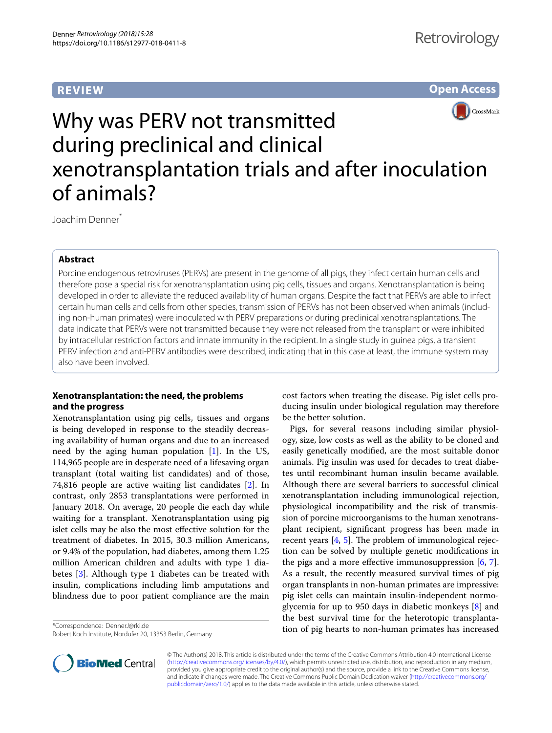REVIEW

Open Access

# Why was PERV not transmitted during preclinical and clinical xenotransplantation trials and after inoculation of animals?

Joachim Denner*

## Abstract

Porcine endogenous retroviruses (PERVs) are present in the genome of all pigs, they infect certain human cells and therefore pose a special risk for xenotransplantation using pig cells, tissues and organs. Xenotransplantation is being developed in order to alleviate the reduced availability of human organs. Despite the fact that PERVs are able to infect certain human cells and cells from other species, transmission of PERVs has not been observed when animals (including non-human primates) were inoculated with PERV preparations or during preclinical xenotransplantations. The data indicate that PERVs were not transmitted because they were not released from the transplant or were inhibited by intracellular restriction factors and innate immunity in the recipient. In a single study in guinea pigs, a transient PERV infection and anti-PERV antibodies were described, indicating that in this case at least, the immune system may also have been involved.

## Xenotransplantation: the need, the problems and the progress

Xenotransplantation using pig cells, tissues and organs is being developed in response to the steadily decreasing availability of human organs and due to an increased need by the aging human population [1]. In the US, 114,965 people are in desperate need of a lifesaving organ transplant (total waiting list candidates) and of those, 74,816 people are active waiting list candidates [2]. In contrast, only 2853 transplantations were performed in January 2018. On average, 20 people die each day while waiting for a transplant. Xenotransplantation using pig islet cells may be also the most effective solution for the treatment of diabetes. In 2015, 30.3 million Americans, or 9.4% of the population, had diabetes, among them 1.25 million American children and adults with type 1 diabetes [3]. Although type 1 diabetes can be treated with insulin, complications including limb amputations and blindness due to poor patient compliance are the main cost factors when treating the disease. Pig islet cells producing insulin under biological regulation may therefore be the better solution.

Pigs, for several reasons including similar physiology, size, low costs as well as the ability to be cloned and easily genetically modified, are the most suitable donor animals. Pig insulin was used for decades to treat diabetes until recombinant human insulin became available. Although there are several barriers to successful clinical xenotransplantation including immunological rejection, physiological incompatibility and the risk of transmission of porcine microorganisms to the human xenotransplant recipient, significant progress has been made in recent years [4, 5]. The problem of immunological rejection can be solved by multiple genetic modifications in the pigs and a more effective immunosuppression [6, 7]. As a result, the recently measured survival times of pig organ transplants in non-human primates are impressive: pig islet cells can maintain insulin-independent normoglycemia for up to 950 days in diabetic monkeys [8] and the best survival time for the heterotopic transplantation of pig hearts to non-human primates has increased

*Correspondence: DennerJ@rki.de
Robert Koch Institute, Nordufer 20, 13353 Berlin, Germany

© The Author(s) 2018. This article is distributed under the terms of the Creative Commons Attribution 4.0 International License (http://creativecommons.org/licenses/by/4.0/), which permits unrestricted use, distribution, and reproduction in any medium, provided you give appropriate credit to the original author(s) and the source, provide a link to the Creative Commons license, and indicate if changes were made. The Creative Commons Public Domain Dedication waiver (http://creativecommons.org/publicdomain/zero/1.0/) applies to the data made available in this article, unless otherwise stated.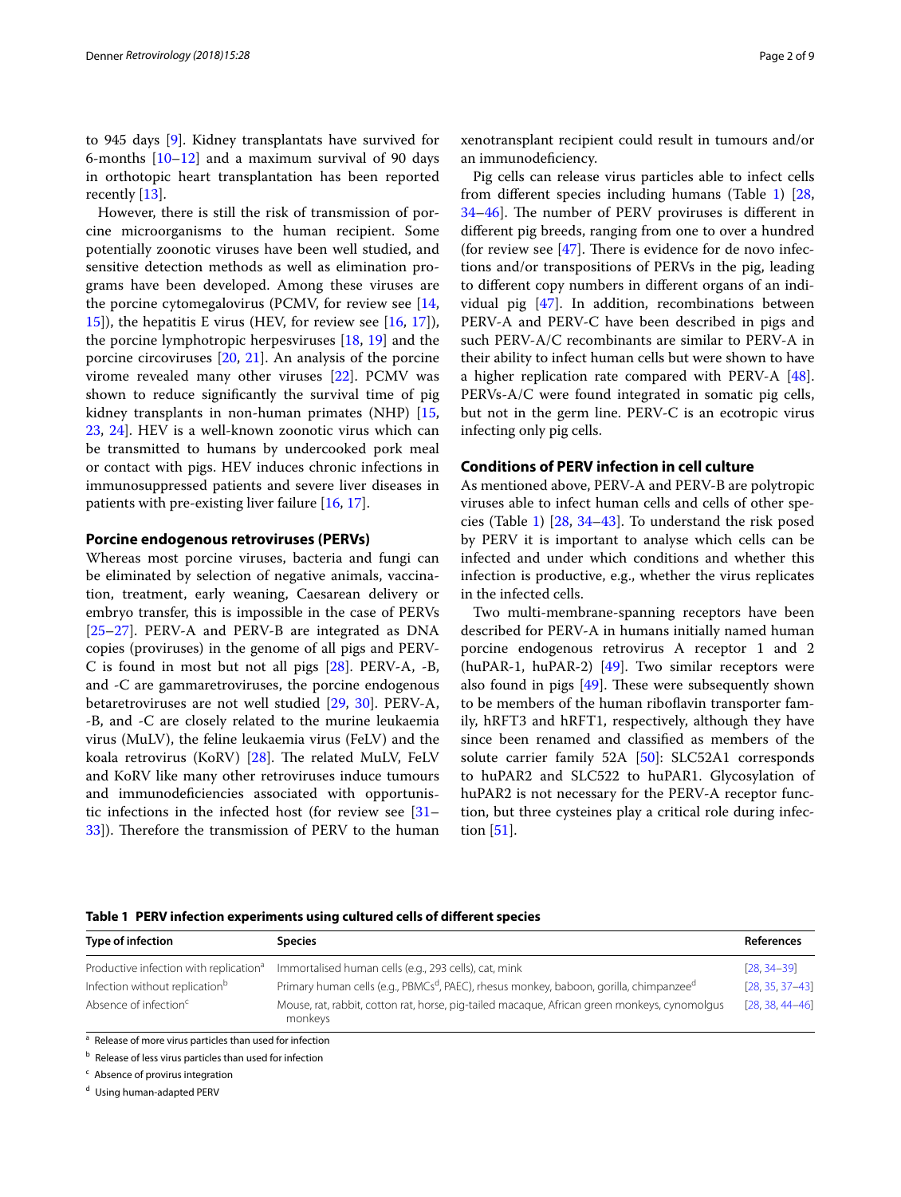to 945 days [9]. Kidney transplantats have survived for 6-months [10–12] and a maximum survival of 90 days in orthotopic heart transplantation has been reported recently [13].

However, there is still the risk of transmission of porcine microorganisms to the human recipient. Some potentially zoonotic viruses have been well studied, and sensitive detection methods as well as elimination programs have been developed. Among these viruses are the porcine cytomegalovirus (PCMV, for review see [14, 15]), the hepatitis E virus (HEV, for review see [16, 17]), the porcine lymphotropic herpesviruses [18, 19] and the porcine circoviruses [20, 21]. An analysis of the porcine virome revealed many other viruses [22]. PCMV was shown to reduce significantly the survival time of pig kidney transplants in non-human primates (NHP) [15, 23, 24]. HEV is a well-known zoonotic virus which can be transmitted to humans by undercooked pork meal or contact with pigs. HEV induces chronic infections in immunosuppressed patients and severe liver diseases in patients with pre-existing liver failure [16, 17].

## Porcine endogenous retroviruses (PERVs)

Whereas most porcine viruses, bacteria and fungi can be eliminated by selection of negative animals, vaccination, treatment, early weaning, Caesarean delivery or embryo transfer, this is impossible in the case of PERVs [25–27]. PERV-A and PERV-B are integrated as DNA copies (proviruses) in the genome of all pigs and PERV-C is found in most but not all pigs [28]. PERV-A, -B, and -C are gammaretroviruses, the porcine endogenous betaretroviruses are not well studied [29, 30]. PERV-A, -B, and -C are closely related to the murine leukaemia virus (MuLV), the feline leukaemia virus (FeLV) and the koala retrovirus (KoRV) [28]. The related MuLV, FeLV and KoRV like many other retroviruses induce tumours and immunodeficiencies associated with opportunistic infections in the infected host (for review see [31–33]). Therefore the transmission of PERV to the human xenotransplant recipient could result in tumours and/or an immunodeficiency.

Pig cells can release virus particles able to infect cells from different species including humans (Table 1) [28, 34–46]. The number of PERV proviruses is different in different pig breeds, ranging from one to over a hundred (for review see [47]. There is evidence for de novo infections and/or transpositions of PERVs in the pig, leading to different copy numbers in different organs of an individual pig [47]. In addition, recombinations between PERV-A and PERV-C have been described in pigs and such PERV-A/C recombinants are similar to PERV-A in their ability to infect human cells but were shown to have a higher replication rate compared with PERV-A [48]. PERVs-A/C were found integrated in somatic pig cells, but not in the germ line. PERV-C is an ecotropic virus infecting only pig cells.

## Conditions of PERV infection in cell culture

As mentioned above, PERV-A and PERV-B are polytropic viruses able to infect human cells and cells of other species (Table 1) [28, 34–43]. To understand the risk posed by PERV it is important to analyse which cells can be infected and under which conditions and whether this infection is productive, e.g., whether the virus replicates in the infected cells.

Two multi-membrane-spanning receptors have been described for PERV-A in humans initially named human porcine endogenous retrovirus A receptor 1 and 2 (huPAR-1, huPAR-2) [49]. Two similar receptors were also found in pigs [49]. These were subsequently shown to be members of the human riboflavin transporter family, hRFT3 and hRFT1, respectively, although they have since been renamed and classified as members of the solute carrier family 52A [50]: SLC52A1 corresponds to huPAR2 and SLC522 to huPAR1. Glycosylation of huPAR2 is not necessary for the PERV-A receptor function, but three cysteines play a critical role during infection [51].

**Table 1 PERV infection experiments using cultured cells of different species**

| Type of infection | Species | References |
|---|---|---|
| Productive infection with replication[a] | Immortalised human cells (e.g., 293 cells), cat, mink | [28, 34–39] |
| Infection without replication[b] | Primary human cells (e.g., PBMCs[d], PAEC), rhesus monkey, baboon, gorilla, chimpanzee[d] | [28, 35, 37–43] |
| Absence of infection[c] | Mouse, rat, rabbit, cotton rat, horse, pig-tailed macaque, African green monkeys, cynomolgus monkeys | [28, 38, 44–46] |

[a] Release of more virus particles than used for infection

[b] Release of less virus particles than used for infection

[c] Absence of provirus integration

[d] Using human-adapted PERV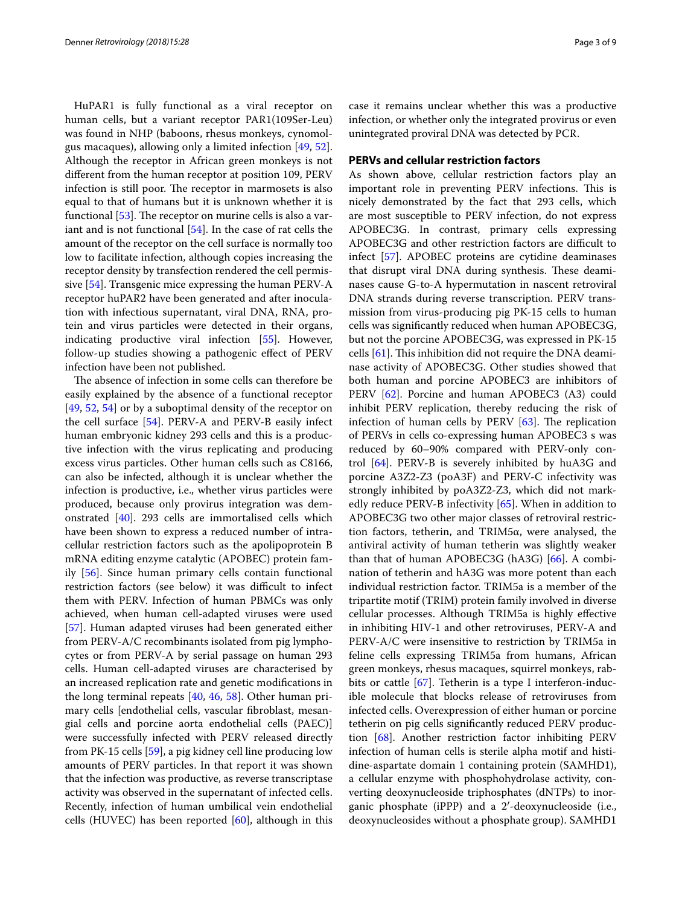HuPAR1 is fully functional as a viral receptor on human cells, but a variant receptor PAR1(109Ser-Leu) was found in NHP (baboons, rhesus monkeys, cynomolgus macaques), allowing only a limited infection [49, 52]. Although the receptor in African green monkeys is not different from the human receptor at position 109, PERV infection is still poor. The receptor in marmosets is also equal to that of humans but it is unknown whether it is functional [53]. The receptor on murine cells is also a variant and is not functional [54]. In the case of rat cells the amount of the receptor on the cell surface is normally too low to facilitate infection, although copies increasing the receptor density by transfection rendered the cell permissive [54]. Transgenic mice expressing the human PERV-A receptor huPAR2 have been generated and after inoculation with infectious supernatant, viral DNA, RNA, protein and virus particles were detected in their organs, indicating productive viral infection [55]. However, follow-up studies showing a pathogenic effect of PERV infection have not been published.

The absence of infection in some cells can therefore be easily explained by the absence of a functional receptor [49, 52, 54] or by a suboptimal density of the receptor on the cell surface [54]. PERV-A and PERV-B easily infect human embryonic kidney 293 cells and this is a productive infection with the virus replicating and producing excess virus particles. Other human cells such as C8166, can also be infected, although it is unclear whether the infection is productive, i.e., whether virus particles were produced, because only provirus integration was demonstrated [40]. 293 cells are immortalised cells which have been shown to express a reduced number of intracellular restriction factors such as the apolipoprotein B mRNA editing enzyme catalytic (APOBEC) protein family [56]. Since human primary cells contain functional restriction factors (see below) it was difficult to infect them with PERV. Infection of human PBMCs was only achieved, when human cell-adapted viruses were used [57]. Human adapted viruses had been generated either from PERV-A/C recombinants isolated from pig lymphocytes or from PERV-A by serial passage on human 293 cells. Human cell-adapted viruses are characterised by an increased replication rate and genetic modifications in the long terminal repeats [40, 46, 58]. Other human primary cells [endothelial cells, vascular fibroblast, mesangial cells and porcine aorta endothelial cells (PAEC)] were successfully infected with PERV released directly from PK-15 cells [59], a pig kidney cell line producing low amounts of PERV particles. In that report it was shown that the infection was productive, as reverse transcriptase activity was observed in the supernatant of infected cells. Recently, infection of human umbilical vein endothelial cells (HUVEC) has been reported [60], although in this case it remains unclear whether this was a productive infection, or whether only the integrated provirus or even unintegrated proviral DNA was detected by PCR.

## PERVs and cellular restriction factors

As shown above, cellular restriction factors play an important role in preventing PERV infections. This is nicely demonstrated by the fact that 293 cells, which are most susceptible to PERV infection, do not express APOBEC3G. In contrast, primary cells expressing APOBEC3G and other restriction factors are difficult to infect [57]. APOBEC proteins are cytidine deaminases that disrupt viral DNA during synthesis. These deaminases cause G-to-A hypermutation in nascent retroviral DNA strands during reverse transcription. PERV transmission from virus-producing pig PK-15 cells to human cells was significantly reduced when human APOBEC3G, but not the porcine APOBEC3G, was expressed in PK-15 cells [61]. This inhibition did not require the DNA deaminase activity of APOBEC3G. Other studies showed that both human and porcine APOBEC3 are inhibitors of PERV [62]. Porcine and human APOBEC3 (A3) could inhibit PERV replication, thereby reducing the risk of infection of human cells by PERV [63]. The replication of PERVs in cells co-expressing human APOBEC3 s was reduced by 60–90% compared with PERV-only control [64]. PERV-B is severely inhibited by huA3G and porcine A3Z2-Z3 (poA3F) and PERV-C infectivity was strongly inhibited by poA3Z2-Z3, which did not markedly reduce PERV-B infectivity [65]. When in addition to APOBEC3G two other major classes of retroviral restriction factors, tetherin, and TRIM5α, were analysed, the antiviral activity of human tetherin was slightly weaker than that of human APOBEC3G (hA3G) [66]. A combination of tetherin and hA3G was more potent than each individual restriction factor. TRIM5a is a member of the tripartite motif (TRIM) protein family involved in diverse cellular processes. Although TRIM5a is highly effective in inhibiting HIV-1 and other retroviruses, PERV-A and PERV-A/C were insensitive to restriction by TRIM5a in feline cells expressing TRIM5a from humans, African green monkeys, rhesus macaques, squirrel monkeys, rabbits or cattle [67]. Tetherin is a type I interferon-inducible molecule that blocks release of retroviruses from infected cells. Overexpression of either human or porcine tetherin on pig cells significantly reduced PERV production [68]. Another restriction factor inhibiting PERV infection of human cells is sterile alpha motif and histidine-aspartate domain 1 containing protein (SAMHD1), a cellular enzyme with phosphohydrolase activity, converting deoxynucleoside triphosphates (dNTPs) to inorganic phosphate (iPPP) and a 2′-deoxynucleoside (i.e., deoxynucleosides without a phosphate group). SAMHD1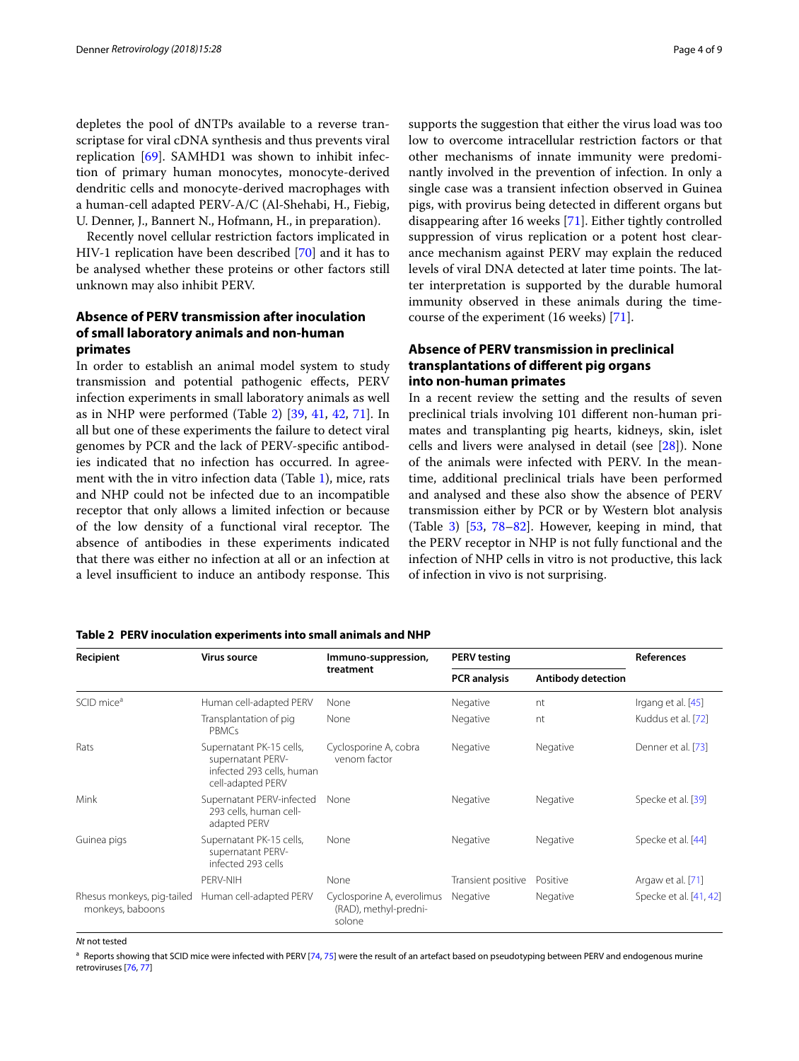depletes the pool of dNTPs available to a reverse transcriptase for viral cDNA synthesis and thus prevents viral replication [69]. SAMHD1 was shown to inhibit infection of primary human monocytes, monocyte-derived dendritic cells and monocyte-derived macrophages with a human-cell adapted PERV-A/C (Al-Shehabi, H., Fiebig, U. Denner, J., Bannert N., Hofmann, H., in preparation).

Recently novel cellular restriction factors implicated in HIV-1 replication have been described [70] and it has to be analysed whether these proteins or other factors still unknown may also inhibit PERV.

## Absence of PERV transmission after inoculation of small laboratory animals and non-human primates

In order to establish an animal model system to study transmission and potential pathogenic effects, PERV infection experiments in small laboratory animals as well as in NHP were performed (Table 2) [39, 41, 42, 71]. In all but one of these experiments the failure to detect viral genomes by PCR and the lack of PERV-specific antibodies indicated that no infection has occurred. In agreement with the in vitro infection data (Table 1), mice, rats and NHP could not be infected due to an incompatible receptor that only allows a limited infection or because of the low density of a functional viral receptor. The absence of antibodies in these experiments indicated that there was either no infection at all or an infection at a level insufficient to induce an antibody response. This supports the suggestion that either the virus load was too low to overcome intracellular restriction factors or that other mechanisms of innate immunity were predominantly involved in the prevention of infection. In only a single case was a transient infection observed in Guinea pigs, with provirus being detected in different organs but disappearing after 16 weeks [71]. Either tightly controlled suppression of virus replication or a potent host clearance mechanism against PERV may explain the reduced levels of viral DNA detected at later time points. The latter interpretation is supported by the durable humoral immunity observed in these animals during the time-course of the experiment (16 weeks) [71].

## Absence of PERV transmission in preclinical transplantations of different pig organs into non-human primates

In a recent review the setting and the results of seven preclinical trials involving 101 different non-human primates and transplanting pig hearts, kidneys, skin, islet cells and livers were analysed in detail (see [28]). None of the animals were infected with PERV. In the meantime, additional preclinical trials have been performed and analysed and these also show the absence of PERV transmission either by PCR or by Western blot analysis (Table 3) [53, 78–82]. However, keeping in mind, that the PERV receptor in NHP is not fully functional and the infection of NHP cells in vitro is not productive, this lack of infection in vivo is not surprising.

**Table 2 PERV inoculation experiments into small animals and NHP**

| Recipient | Virus source | Immuno-suppression, treatment | PERV testing | | References |
|---|---|---|---|---|---|
| | | | PCR analysis | Antibody detection | |
| SCID mice[a] | Human cell-adapted PERV | None | Negative | nt | Irgang et al. [45] |
| | Transplantation of pig PBMCs | None | Negative | nt | Kuddus et al. [72] |
| Rats | Supernatant PK-15 cells, supernatant PERV-infected 293 cells, human cell-adapted PERV | Cyclosporine A, cobra venom factor | Negative | Negative | Denner et al. [73] |
| Mink | Supernatant PERV-infected 293 cells, human cell-adapted PERV | None | Negative | Negative | Specke et al. [39] |
| Guinea pigs | Supernatant PK-15 cells, supernatant PERV-infected 293 cells | None | Negative | Negative | Specke et al. [44] |
| | PERV-NIH | None | Transient positive | Positive | Argaw et al. [71] |
| Rhesus monkeys, pig-tailed monkeys, baboons | Human cell-adapted PERV | Cyclosporine A, everolimus (RAD), methyl-prednisolone | Negative | Negative | Specke et al. [41, 42] |

*Nt* not tested

[a] Reports showing that SCID mice were infected with PERV [74, 75] were the result of an artefact based on pseudotyping between PERV and endogenous murine retroviruses [76, 77]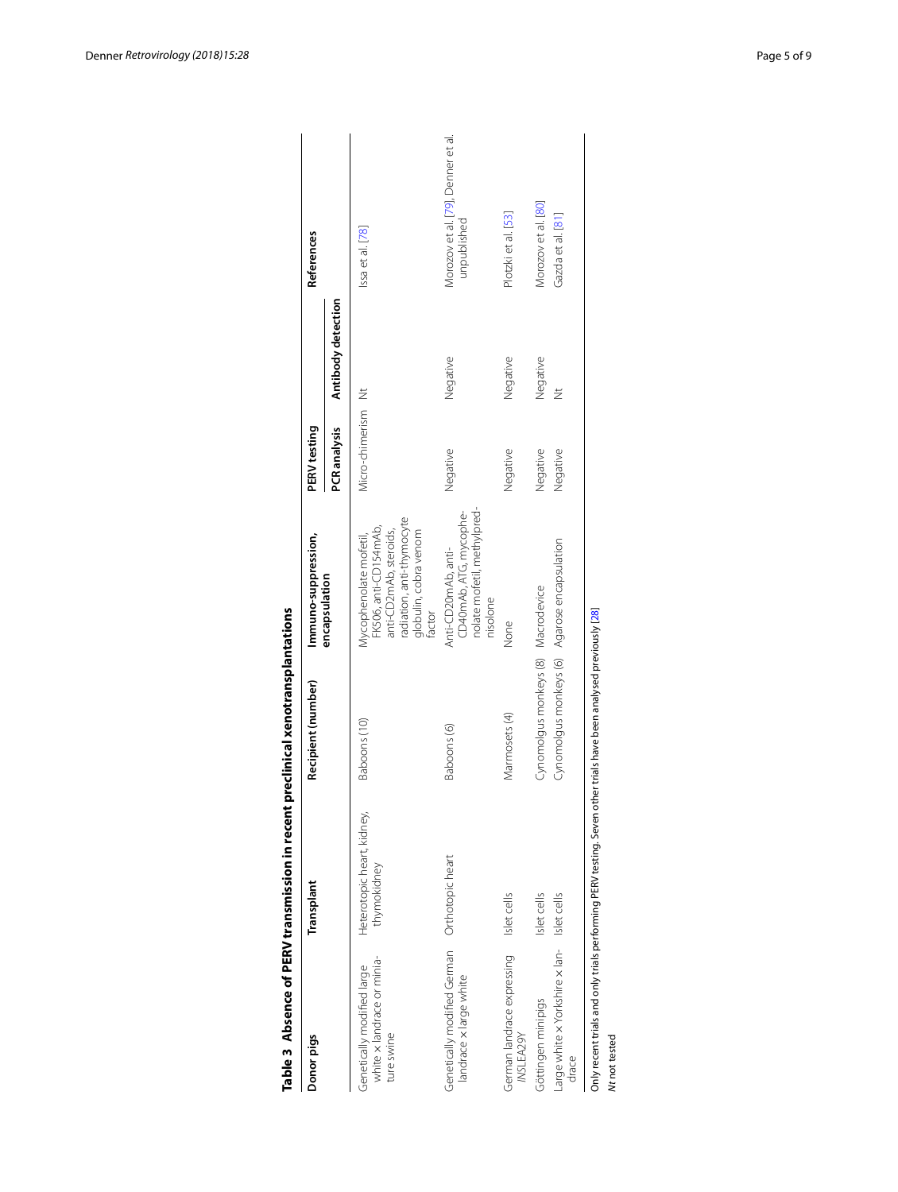**Table 3 Absence of PERV transmission in recent preclinical xenotransplantations**

| Donor pigs | Transplant | Recipient (number) | Immuno-suppression, encapsulation | PERV testing | | References |
|---|---|---|---|---|---|---|
| | | | | PCR analysis | Antibody detection | |
| Genetically modified large white × landrace or miniature swine | Heterotopic heart, kidney, thymokidney | Baboons (10) | Mycophenolate mofetil, FK506, anti-CD154mAb, anti-CD2mAb, steroids, radiation, anti-thymocyte globulin, cobra venom factor | Micro-chimerism | Nt | Issa et al. [78] |
| Genetically modified German landrace × large white | Orthotopic heart | Baboons (6) | Anti-CD20mAb, anti-CD40mAb, ATG, mycophenolate mofetil, methylprednisolone | Negative | Negative | Morozov et al. [79], Denner et al. unpublished |
| German landrace expressing *INSLEA29Y* | Islet cells | Marmosets (4) | None | Negative | Negative | Plotzki et al. [53] |
| Göttingen minipigs | Islet cells | Cynomolgus monkeys (8) | Macrodevice | Negative | Negative | Morozov et al. [80] |
| Large white × Yorkshire × landrace | Islet cells | Cynomolgus monkeys (6) | Agarose encapsulation | Negative | Nt | Gazda et al. [81] |

Only recent trials and only trials performing PERV testing. Seven other trials have been analysed previously [28]

*Nt* not tested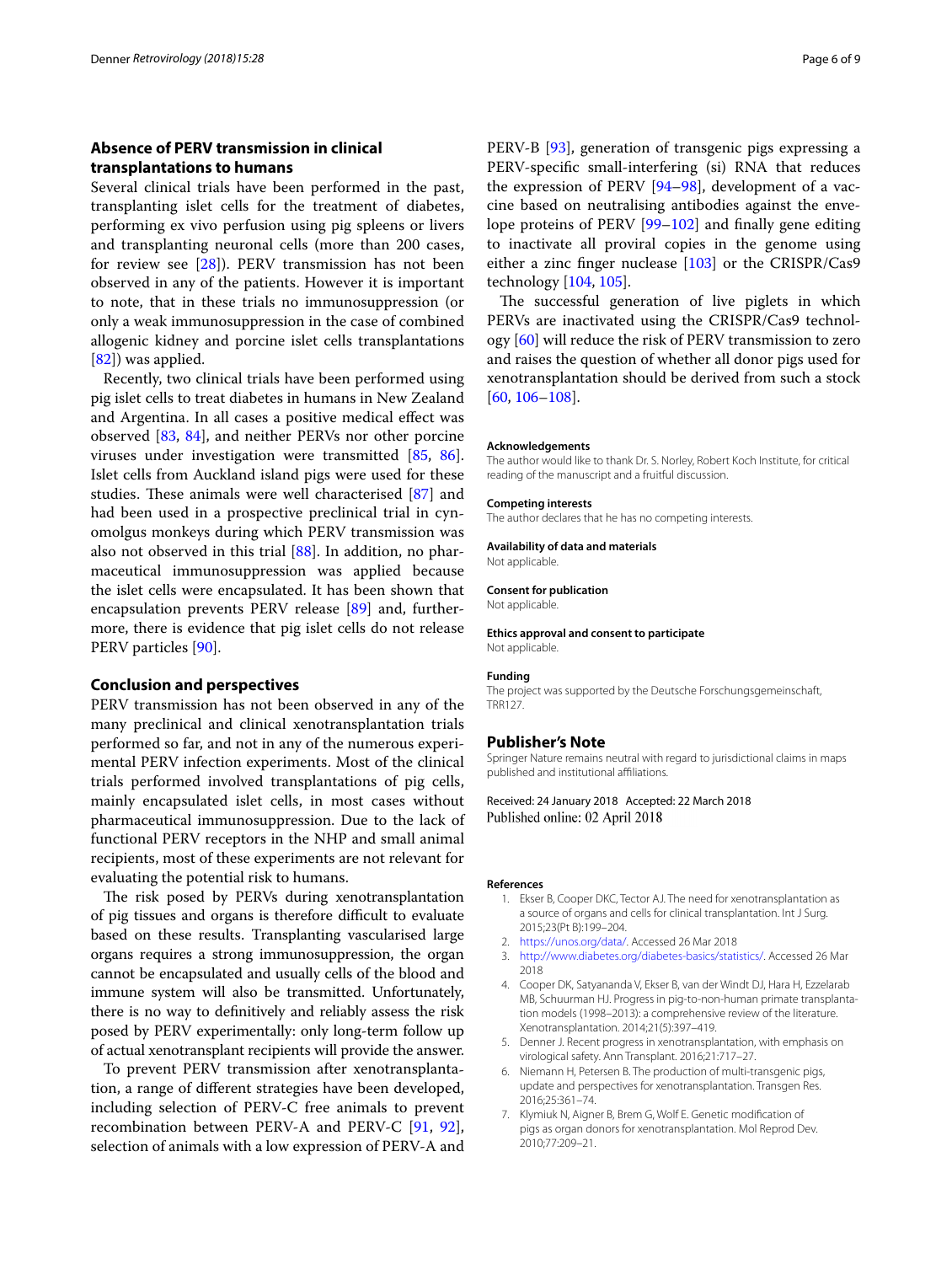## Absence of PERV transmission in clinical transplantations to humans

Several clinical trials have been performed in the past, transplanting islet cells for the treatment of diabetes, performing ex vivo perfusion using pig spleens or livers and transplanting neuronal cells (more than 200 cases, for review see [28]). PERV transmission has not been observed in any of the patients. However it is important to note, that in these trials no immunosuppression (or only a weak immunosuppression in the case of combined allogenic kidney and porcine islet cells transplantations [82]) was applied.

Recently, two clinical trials have been performed using pig islet cells to treat diabetes in humans in New Zealand and Argentina. In all cases a positive medical effect was observed [83, 84], and neither PERVs nor other porcine viruses under investigation were transmitted [85, 86]. Islet cells from Auckland island pigs were used for these studies. These animals were well characterised [87] and had been used in a prospective preclinical trial in cynomolgus monkeys during which PERV transmission was also not observed in this trial [88]. In addition, no pharmaceutical immunosuppression was applied because the islet cells were encapsulated. It has been shown that encapsulation prevents PERV release [89] and, furthermore, there is evidence that pig islet cells do not release PERV particles [90].

## Conclusion and perspectives

PERV transmission has not been observed in any of the many preclinical and clinical xenotransplantation trials performed so far, and not in any of the numerous experimental PERV infection experiments. Most of the clinical trials performed involved transplantations of pig cells, mainly encapsulated islet cells, in most cases without pharmaceutical immunosuppression. Due to the lack of functional PERV receptors in the NHP and small animal recipients, most of these experiments are not relevant for evaluating the potential risk to humans.

The risk posed by PERVs during xenotransplantation of pig tissues and organs is therefore difficult to evaluate based on these results. Transplanting vascularised large organs requires a strong immunosuppression, the organ cannot be encapsulated and usually cells of the blood and immune system will also be transmitted. Unfortunately, there is no way to definitively and reliably assess the risk posed by PERV experimentally: only long-term follow up of actual xenotransplant recipients will provide the answer.

To prevent PERV transmission after xenotransplantation, a range of different strategies have been developed, including selection of PERV-C free animals to prevent recombination between PERV-A and PERV-C [91, 92], selection of animals with a low expression of PERV-A and PERV-B [93], generation of transgenic pigs expressing a PERV-specific small-interfering (si) RNA that reduces the expression of PERV [94–98], development of a vaccine based on neutralising antibodies against the envelope proteins of PERV [99–102] and finally gene editing to inactivate all proviral copies in the genome using either a zinc finger nuclease [103] or the CRISPR/Cas9 technology [104, 105].

The successful generation of live piglets in which PERVs are inactivated using the CRISPR/Cas9 technology [60] will reduce the risk of PERV transmission to zero and raises the question of whether all donor pigs used for xenotransplantation should be derived from such a stock [60, 106–108].

**Acknowledgements**

The author would like to thank Dr. S. Norley, Robert Koch Institute, for critical reading of the manuscript and a fruitful discussion.

**Competing interests**

The author declares that he has no competing interests.

**Availability of data and materials**

Not applicable.

**Consent for publication**

Not applicable.

**Ethics approval and consent to participate**

Not applicable.

**Funding**

The project was supported by the Deutsche Forschungsgemeinschaft, TRR127.

## Publisher's Note

Springer Nature remains neutral with regard to jurisdictional claims in maps published and institutional affiliations.

Received: 24 January 2018 Accepted: 22 March 2018
Published online: 02 April 2018

## References

1. Ekser B, Cooper DKC, Tector AJ. The need for xenotransplantation as a source of organs and cells for clinical transplantation. Int J Surg. 2015;23(Pt B):199–204.
2. https://unos.org/data/. Accessed 26 Mar 2018
3. http://www.diabetes.org/diabetes-basics/statistics/. Accessed 26 Mar 2018
4. Cooper DK, Satyananda V, Ekser B, van der Windt DJ, Hara H, Ezzelarab MB, Schuurman HJ. Progress in pig-to-non-human primate transplantation models (1998–2013): a comprehensive review of the literature. Xenotransplantation. 2014;21(5):397–419.
5. Denner J. Recent progress in xenotransplantation, with emphasis on virological safety. Ann Transplant. 2016;21:717–27.
6. Niemann H, Petersen B. The production of multi-transgenic pigs, update and perspectives for xenotransplantation. Transgen Res. 2016;25:361–74.
7. Klymiuk N, Aigner B, Brem G, Wolf E. Genetic modification of pigs as organ donors for xenotransplantation. Mol Reprod Dev. 2010;77:209–21.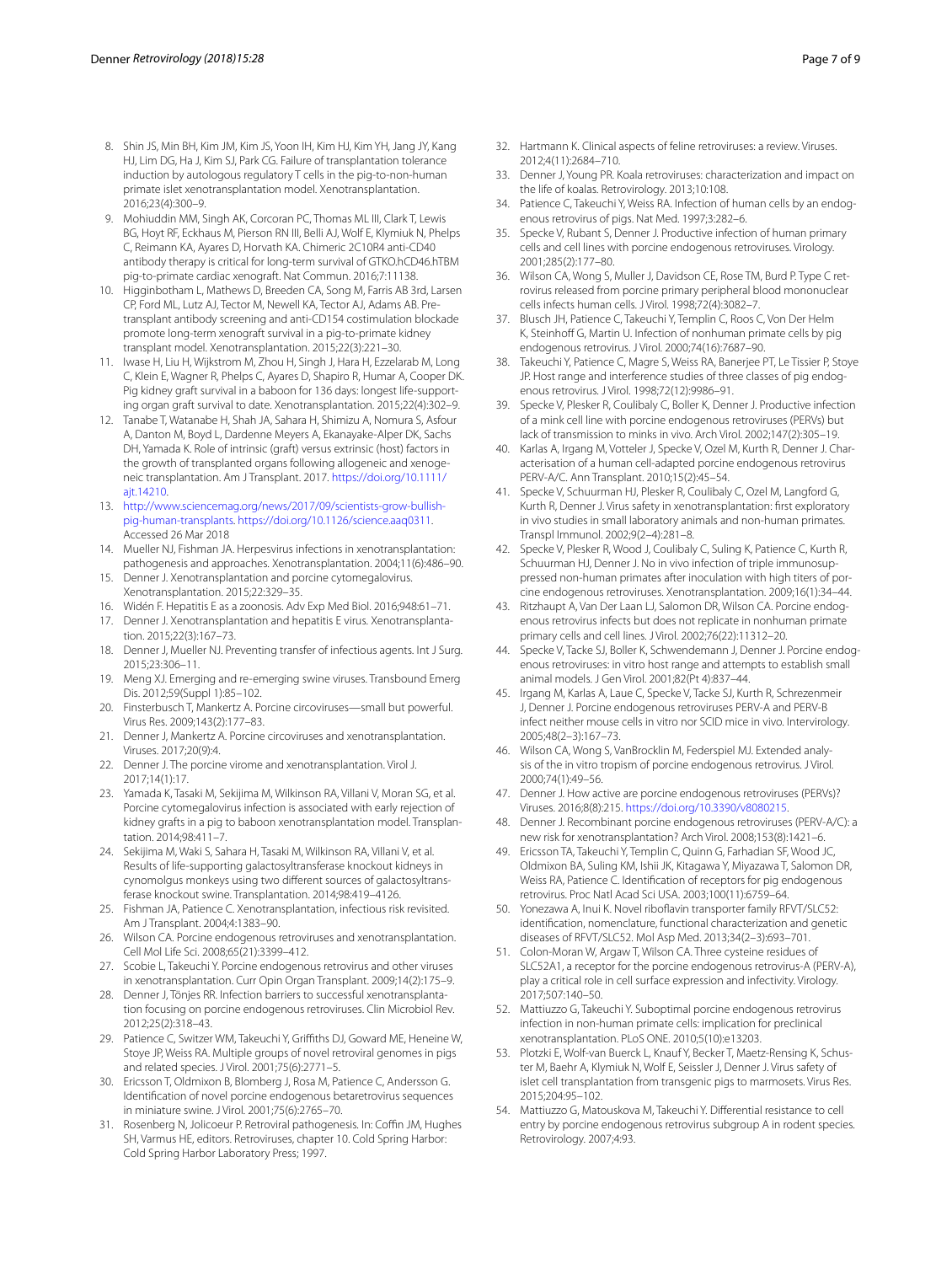8. Shin JS, Min BH, Kim JM, Kim JS, Yoon IH, Kim HJ, Kim YH, Jang JY, Kang HJ, Lim DG, Ha J, Kim SJ, Park CG. Failure of transplantation tolerance induction by autologous regulatory T cells in the pig-to-non-human primate islet xenotransplantation model. Xenotransplantation. 2016;23(4):300–9.
9. Mohiuddin MM, Singh AK, Corcoran PC, Thomas ML III, Clark T, Lewis BG, Hoyt RF, Eckhaus M, Pierson RN III, Belli AJ, Wolf E, Klymiuk N, Phelps C, Reimann KA, Ayares D, Horvath KA. Chimeric 2C10R4 anti-CD40 antibody therapy is critical for long-term survival of GTKO.hCD46.hTBM pig-to-primate cardiac xenograft. Nat Commun. 2016;7:11138.
10. Higginbotham L, Mathews D, Breeden CA, Song M, Farris AB 3rd, Larsen CP, Ford ML, Lutz AJ, Tector M, Newell KA, Tector AJ, Adams AB. Pre-transplant antibody screening and anti-CD154 costimulation blockade promote long-term xenograft survival in a pig-to-primate kidney transplant model. Xenotransplantation. 2015;22(3):221–30.
11. Iwase H, Liu H, Wijkstrom M, Zhou H, Singh J, Hara H, Ezzelarab M, Long C, Klein E, Wagner R, Phelps C, Ayares D, Shapiro R, Humar A, Cooper DK. Pig kidney graft survival in a baboon for 136 days: longest life-supporting organ graft survival to date. Xenotransplantation. 2015;22(4):302–9.
12. Tanabe T, Watanabe H, Shah JA, Sahara H, Shimizu A, Nomura S, Asfour A, Danton M, Boyd L, Dardenne Meyers A, Ekanayake-Alper DK, Sachs DH, Yamada K. Role of intrinsic (graft) versus extrinsic (host) factors in the growth of transplanted organs following allogeneic and xenogeneic transplantation. Am J Transplant. 2017. https://doi.org/10.1111/ajt.14210.
13. http://www.sciencemag.org/news/2017/09/scientists-grow-bullish-pig-human-transplants. https://doi.org/10.1126/science.aaq0311. Accessed 26 Mar 2018
14. Mueller NJ, Fishman JA. Herpesvirus infections in xenotransplantation: pathogenesis and approaches. Xenotransplantation. 2004;11(6):486–90.
15. Denner J. Xenotransplantation and porcine cytomegalovirus. Xenotransplantation. 2015;22:329–35.
16. Widén F. Hepatitis E as a zoonosis. Adv Exp Med Biol. 2016;948:61–71.
17. Denner J. Xenotransplantation and hepatitis E virus. Xenotransplantation. 2015;22(3):167–73.
18. Denner J, Mueller NJ. Preventing transfer of infectious agents. Int J Surg. 2015;23:306–11.
19. Meng XJ. Emerging and re-emerging swine viruses. Transbound Emerg Dis. 2012;59(Suppl 1):85–102.
20. Finsterbusch T, Mankertz A. Porcine circoviruses—small but powerful. Virus Res. 2009;143(2):177–83.
21. Denner J, Mankertz A. Porcine circoviruses and xenotransplantation. Viruses. 2017;20(9):4.
22. Denner J. The porcine virome and xenotransplantation. Virol J. 2017;14(1):17.
23. Yamada K, Tasaki M, Sekijima M, Wilkinson RA, Villani V, Moran SG, et al. Porcine cytomegalovirus infection is associated with early rejection of kidney grafts in a pig to baboon xenotransplantation model. Transplantation. 2014;98:411–7.
24. Sekijima M, Waki S, Sahara H, Tasaki M, Wilkinson RA, Villani V, et al. Results of life-supporting galactosyltransferase knockout kidneys in cynomolgus monkeys using two different sources of galactosyltransferase knockout swine. Transplantation. 2014;98:419–4126.
25. Fishman JA, Patience C. Xenotransplantation, infectious risk revisited. Am J Transplant. 2004;4:1383–90.
26. Wilson CA. Porcine endogenous retroviruses and xenotransplantation. Cell Mol Life Sci. 2008;65(21):3399–412.
27. Scobie L, Takeuchi Y. Porcine endogenous retrovirus and other viruses in xenotransplantation. Curr Opin Organ Transplant. 2009;14(2):175–9.
28. Denner J, Tönjes RR. Infection barriers to successful xenotransplantation focusing on porcine endogenous retroviruses. Clin Microbiol Rev. 2012;25(2):318–43.
29. Patience C, Switzer WM, Takeuchi Y, Griffiths DJ, Goward ME, Heneine W, Stoye JP, Weiss RA. Multiple groups of novel retroviral genomes in pigs and related species. J Virol. 2001;75(6):2771–5.
30. Ericsson T, Oldmixon B, Blomberg J, Rosa M, Patience C, Andersson G. Identification of novel porcine endogenous betaretrovirus sequences in miniature swine. J Virol. 2001;75(6):2765–70.
31. Rosenberg N, Jolicoeur P. Retroviral pathogenesis. In: Coffin JM, Hughes SH, Varmus HE, editors. Retroviruses, chapter 10. Cold Spring Harbor: Cold Spring Harbor Laboratory Press; 1997.
32. Hartmann K. Clinical aspects of feline retroviruses: a review. Viruses. 2012;4(11):2684–710.
33. Denner J, Young PR. Koala retroviruses: characterization and impact on the life of koalas. Retrovirology. 2013;10:108.
34. Patience C, Takeuchi Y, Weiss RA. Infection of human cells by an endogenous retrovirus of pigs. Nat Med. 1997;3:282–6.
35. Specke V, Rubant S, Denner J. Productive infection of human primary cells and cell lines with porcine endogenous retroviruses. Virology. 2001;285(2):177–80.
36. Wilson CA, Wong S, Muller J, Davidson CE, Rose TM, Burd P. Type C retrovirus released from porcine primary peripheral blood mononuclear cells infects human cells. J Virol. 1998;72(4):3082–7.
37. Blusch JH, Patience C, Takeuchi Y, Templin C, Roos C, Von Der Helm K, Steinhoff G, Martin U. Infection of nonhuman primate cells by pig endogenous retrovirus. J Virol. 2000;74(16):7687–90.
38. Takeuchi Y, Patience C, Magre S, Weiss RA, Banerjee PT, Le Tissier P, Stoye JP. Host range and interference studies of three classes of pig endogenous retrovirus. J Virol. 1998;72(12):9986–91.
39. Specke V, Plesker R, Coulibaly C, Boller K, Denner J. Productive infection of a mink cell line with porcine endogenous retroviruses (PERVs) but lack of transmission to minks in vivo. Arch Virol. 2002;147(2):305–19.
40. Karlas A, Irgang M, Votteler J, Specke V, Ozel M, Kurth R, Denner J. Characterisation of a human cell-adapted porcine endogenous retrovirus PERV-A/C. Ann Transplant. 2010;15(2):45–54.
41. Specke V, Schuurman HJ, Plesker R, Coulibaly C, Ozel M, Langford G, Kurth R, Denner J. Virus safety in xenotransplantation: first exploratory in vivo studies in small laboratory animals and non-human primates. Transpl Immunol. 2002;9(2–4):281–8.
42. Specke V, Plesker R, Wood J, Coulibaly C, Suling K, Patience C, Kurth R, Schuurman HJ, Denner J. No in vivo infection of triple immunosuppressed non-human primates after inoculation with high titers of porcine endogenous retroviruses. Xenotransplantation. 2009;16(1):34–44.
43. Ritzhaupt A, Van Der Laan LJ, Salomon DR, Wilson CA. Porcine endogenous retrovirus infects but does not replicate in nonhuman primate primary cells and cell lines. J Virol. 2002;76(22):11312–20.
44. Specke V, Tacke SJ, Boller K, Schwendemann J, Denner J. Porcine endogenous retroviruses: in vitro host range and attempts to establish small animal models. J Gen Virol. 2001;82(Pt 4):837–44.
45. Irgang M, Karlas A, Laue C, Specke V, Tacke SJ, Kurth R, Schrezenmeir J, Denner J. Porcine endogenous retroviruses PERV-A and PERV-B infect neither mouse cells in vitro nor SCID mice in vivo. Intervirology. 2005;48(2–3):167–73.
46. Wilson CA, Wong S, VanBrocklin M, Federspiel MJ. Extended analysis of the in vitro tropism of porcine endogenous retrovirus. J Virol. 2000;74(1):49–56.
47. Denner J. How active are porcine endogenous retroviruses (PERVs)? Viruses. 2016;8(8):215. https://doi.org/10.3390/v8080215.
48. Denner J. Recombinant porcine endogenous retroviruses (PERV-A/C): a new risk for xenotransplantation? Arch Virol. 2008;153(8):1421–6.
49. Ericsson TA, Takeuchi Y, Templin C, Quinn G, Farhadian SF, Wood JC, Oldmixon BA, Suling KM, Ishii JK, Kitagawa Y, Miyazawa T, Salomon DR, Weiss RA, Patience C. Identification of receptors for pig endogenous retrovirus. Proc Natl Acad Sci USA. 2003;100(11):6759–64.
50. Yonezawa A, Inui K. Novel riboflavin transporter family RFVT/SLC52: identification, nomenclature, functional characterization and genetic diseases of RFVT/SLC52. Mol Asp Med. 2013;34(2–3):693–701.
51. Colon-Moran W, Argaw T, Wilson CA. Three cysteine residues of SLC52A1, a receptor for the porcine endogenous retrovirus-A (PERV-A), play a critical role in cell surface expression and infectivity. Virology. 2017;507:140–50.
52. Mattiuzzo G, Takeuchi Y. Suboptimal porcine endogenous retrovirus infection in non-human primate cells: implication for preclinical xenotransplantation. PLoS ONE. 2010;5(10):e13203.
53. Plotzki E, Wolf-van Buerck L, Knauf Y, Becker T, Maetz-Rensing K, Schuster M, Baehr A, Klymiuk N, Wolf E, Seissler J, Denner J. Virus safety of islet cell transplantation from transgenic pigs to marmosets. Virus Res. 2015;204:95–102.
54. Mattiuzzo G, Matouskova M, Takeuchi Y. Differential resistance to cell entry by porcine endogenous retrovirus subgroup A in rodent species. Retrovirology. 2007;4:93.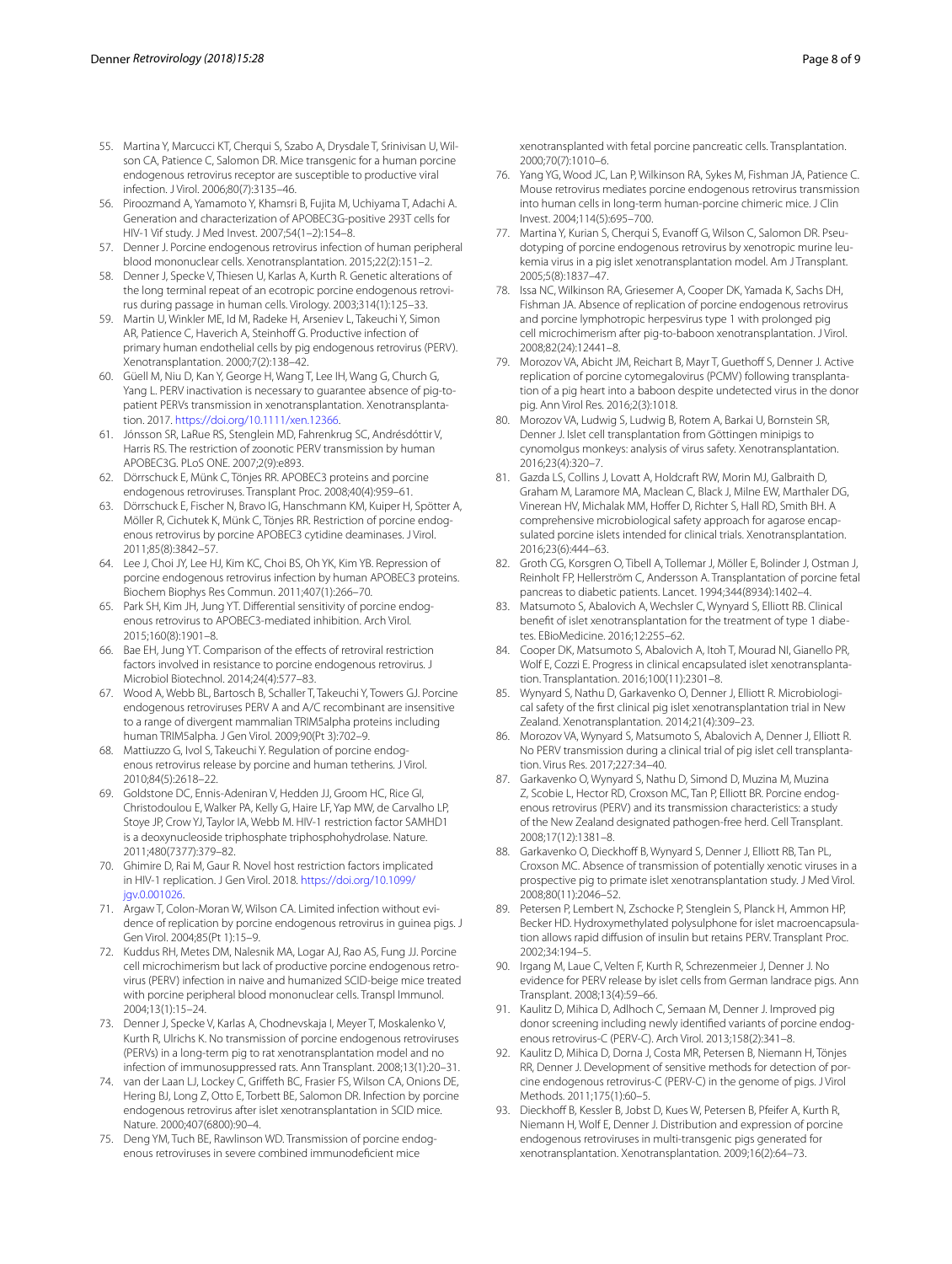55. Martina Y, Marcucci KT, Cherqui S, Szabo A, Drysdale T, Srinivisan U, Wilson CA, Patience C, Salomon DR. Mice transgenic for a human porcine endogenous retrovirus receptor are susceptible to productive viral infection. J Virol. 2006;80(7):3135–46.
56. Piroozmand A, Yamamoto Y, Khamsri B, Fujita M, Uchiyama T, Adachi A. Generation and characterization of APOBEC3G-positive 293T cells for HIV-1 Vif study. J Med Invest. 2007;54(1–2):154–8.
57. Denner J. Porcine endogenous retrovirus infection of human peripheral blood mononuclear cells. Xenotransplantation. 2015;22(2):151–2.
58. Denner J, Specke V, Thiesen U, Karlas A, Kurth R. Genetic alterations of the long terminal repeat of an ecotropic porcine endogenous retrovirus during passage in human cells. Virology. 2003;314(1):125–33.
59. Martin U, Winkler ME, Id M, Radeke H, Arseniev L, Takeuchi Y, Simon AR, Patience C, Haverich A, Steinhoff G. Productive infection of primary human endothelial cells by pig endogenous retrovirus (PERV). Xenotransplantation. 2000;7(2):138–42.
60. Güell M, Niu D, Kan Y, George H, Wang T, Lee IH, Wang G, Church G, Yang L. PERV inactivation is necessary to guarantee absence of pig-to-patient PERVs transmission in xenotransplantation. Xenotransplantation. 2017. https://doi.org/10.1111/xen.12366.
61. Jónsson SR, LaRue RS, Stenglein MD, Fahrenkrug SC, Andrésdóttir V, Harris RS. The restriction of zoonotic PERV transmission by human APOBEC3G. PLoS ONE. 2007;2(9):e893.
62. Dörrschuck E, Münk C, Tönjes RR. APOBEC3 proteins and porcine endogenous retroviruses. Transplant Proc. 2008;40(4):959–61.
63. Dörrschuck E, Fischer N, Bravo IG, Hanschmann KM, Kuiper H, Spötter A, Möller R, Cichutek K, Münk C, Tönjes RR. Restriction of porcine endogenous retrovirus by porcine APOBEC3 cytidine deaminases. J Virol. 2011;85(8):3842–57.
64. Lee J, Choi JY, Lee HJ, Kim KC, Choi BS, Oh YK, Kim YB. Repression of porcine endogenous retrovirus infection by human APOBEC3 proteins. Biochem Biophys Res Commun. 2011;407(1):266–70.
65. Park SH, Kim JH, Jung YT. Differential sensitivity of porcine endogenous retrovirus to APOBEC3-mediated inhibition. Arch Virol. 2015;160(8):1901–8.
66. Bae EH, Jung YT. Comparison of the effects of retroviral restriction factors involved in resistance to porcine endogenous retrovirus. J Microbiol Biotechnol. 2014;24(4):577–83.
67. Wood A, Webb BL, Bartosch B, Schaller T, Takeuchi Y, Towers GJ. Porcine endogenous retroviruses PERV A and A/C recombinant are insensitive to a range of divergent mammalian TRIM5alpha proteins including human TRIM5alpha. J Gen Virol. 2009;90(Pt 3):702–9.
68. Mattiuzzo G, Ivol S, Takeuchi Y. Regulation of porcine endogenous retrovirus release by porcine and human tetherins. J Virol. 2010;84(5):2618–22.
69. Goldstone DC, Ennis-Adeniran V, Hedden JJ, Groom HC, Rice GI, Christodoulou E, Walker PA, Kelly G, Haire LF, Yap MW, de Carvalho LP, Stoye JP, Crow YJ, Taylor IA, Webb M. HIV-1 restriction factor SAMHD1 is a deoxynucleoside triphosphate triphosphohydrolase. Nature. 2011;480(7377):379–82.
70. Ghimire D, Rai M, Gaur R. Novel host restriction factors implicated in HIV-1 replication. J Gen Virol. 2018. https://doi.org/10.1099/jgv.0.001026.
71. Argaw T, Colon-Moran W, Wilson CA. Limited infection without evidence of replication by porcine endogenous retrovirus in guinea pigs. J Gen Virol. 2004;85(Pt 1):15–9.
72. Kuddus RH, Metes DM, Nalesnik MA, Logar AJ, Rao AS, Fung JJ. Porcine cell microchimerism but lack of productive porcine endogenous retrovirus (PERV) infection in naive and humanized SCID-beige mice treated with porcine peripheral blood mononuclear cells. Transpl Immunol. 2004;13(1):15–24.
73. Denner J, Specke V, Karlas A, Chodnevskaja I, Meyer T, Moskalenko V, Kurth R, Ulrichs K. No transmission of porcine endogenous retroviruses (PERVs) in a long-term pig to rat xenotransplantation model and no infection of immunosuppressed rats. Ann Transplant. 2008;13(1):20–31.
74. van der Laan LJ, Lockey C, Griffeth BC, Frasier FS, Wilson CA, Onions DE, Hering BJ, Long Z, Otto E, Torbett BE, Salomon DR. Infection by porcine endogenous retrovirus after islet xenotransplantation in SCID mice. Nature. 2000;407(6800):90–4.
75. Deng YM, Tuch BE, Rawlinson WD. Transmission of porcine endogenous retroviruses in severe combined immunodeficient mice xenotransplanted with fetal porcine pancreatic cells. Transplantation. 2000;70(7):1010–6.
76. Yang YG, Wood JC, Lan P, Wilkinson RA, Sykes M, Fishman JA, Patience C. Mouse retrovirus mediates porcine endogenous retrovirus transmission into human cells in long-term human-porcine chimeric mice. J Clin Invest. 2004;114(5):695–700.
77. Martina Y, Kurian S, Cherqui S, Evanoff G, Wilson C, Salomon DR. Pseudotyping of porcine endogenous retrovirus by xenotropic murine leukemia virus in a pig islet xenotransplantation model. Am J Transplant. 2005;5(8):1837–47.
78. Issa NC, Wilkinson RA, Griesemer A, Cooper DK, Yamada K, Sachs DH, Fishman JA. Absence of replication of porcine endogenous retrovirus and porcine lymphotropic herpesvirus type 1 with prolonged pig cell microchimerism after pig-to-baboon xenotransplantation. J Virol. 2008;82(24):12441–8.
79. Morozov VA, Abicht JM, Reichart B, Mayr T, Guethoff S, Denner J. Active replication of porcine cytomegalovirus (PCMV) following transplantation of a pig heart into a baboon despite undetected virus in the donor pig. Ann Virol Res. 2016;2(3):1018.
80. Morozov VA, Ludwig S, Ludwig B, Rotem A, Barkai U, Bornstein SR, Denner J. Islet cell transplantation from Göttingen minipigs to cynomolgus monkeys: analysis of virus safety. Xenotransplantation. 2016;23(4):320–7.
81. Gazda LS, Collins J, Lovatt A, Holdcraft RW, Morin MJ, Galbraith D, Graham M, Laramore MA, Maclean C, Black J, Milne EW, Marthaler DG, Vinerean HV, Michalak MM, Hoffer D, Richter S, Hall RD, Smith BH. A comprehensive microbiological safety approach for agarose encapsulated porcine islets intended for clinical trials. Xenotransplantation. 2016;23(6):444–63.
82. Groth CG, Korsgren O, Tibell A, Tollemar J, Möller E, Bolinder J, Ostman J, Reinholt FP, Hellerström C, Andersson A. Transplantation of porcine fetal pancreas to diabetic patients. Lancet. 1994;344(8934):1402–4.
83. Matsumoto S, Abalovich A, Wechsler C, Wynyard S, Elliott RB. Clinical benefit of islet xenotransplantation for the treatment of type 1 diabetes. EBioMedicine. 2016;12:255–62.
84. Cooper DK, Matsumoto S, Abalovich A, Itoh T, Mourad NI, Gianello PR, Wolf E, Cozzi E. Progress in clinical encapsulated islet xenotransplantation. Transplantation. 2016;100(11):2301–8.
85. Wynyard S, Nathu D, Garkavenko O, Denner J, Elliott R. Microbiological safety of the first clinical pig islet xenotransplantation trial in New Zealand. Xenotransplantation. 2014;21(4):309–23.
86. Morozov VA, Wynyard S, Matsumoto S, Abalovich A, Denner J, Elliott R. No PERV transmission during a clinical trial of pig islet cell transplantation. Virus Res. 2017;227:34–40.
87. Garkavenko O, Wynyard S, Nathu D, Simond D, Muzina M, Muzina Z, Scobie L, Hector RD, Croxson MC, Tan P, Elliott BR. Porcine endogenous retrovirus (PERV) and its transmission characteristics: a study of the New Zealand designated pathogen-free herd. Cell Transplant. 2008;17(12):1381–8.
88. Garkavenko O, Dieckhoff B, Wynyard S, Denner J, Elliott RB, Tan PL, Croxson MC. Absence of transmission of potentially xenotic viruses in a prospective pig to primate islet xenotransplantation study. J Med Virol. 2008;80(11):2046–52.
89. Petersen P, Lembert N, Zschocke P, Stenglein S, Planck H, Ammon HP, Becker HD. Hydroxymethylated polysulphone for islet macroencapsulation allows rapid diffusion of insulin but retains PERV. Transplant Proc. 2002;34:194–5.
90. Irgang M, Laue C, Velten F, Kurth R, Schrezenmeier J, Denner J. No evidence for PERV release by islet cells from German landrace pigs. Ann Transplant. 2008;13(4):59–66.
91. Kaulitz D, Mihica D, Adlhoch C, Semaan M, Denner J. Improved pig donor screening including newly identified variants of porcine endogenous retrovirus-C (PERV-C). Arch Virol. 2013;158(2):341–8.
92. Kaulitz D, Mihica D, Dorna J, Costa MR, Petersen B, Niemann H, Tönjes RR, Denner J. Development of sensitive methods for detection of porcine endogenous retrovirus-C (PERV-C) in the genome of pigs. J Virol Methods. 2011;175(1):60–5.
93. Dieckhoff B, Kessler B, Jobst D, Kues W, Petersen B, Pfeifer A, Kurth R, Niemann H, Wolf E, Denner J. Distribution and expression of porcine endogenous retroviruses in multi-transgenic pigs generated for xenotransplantation. Xenotransplantation. 2009;16(2):64–73.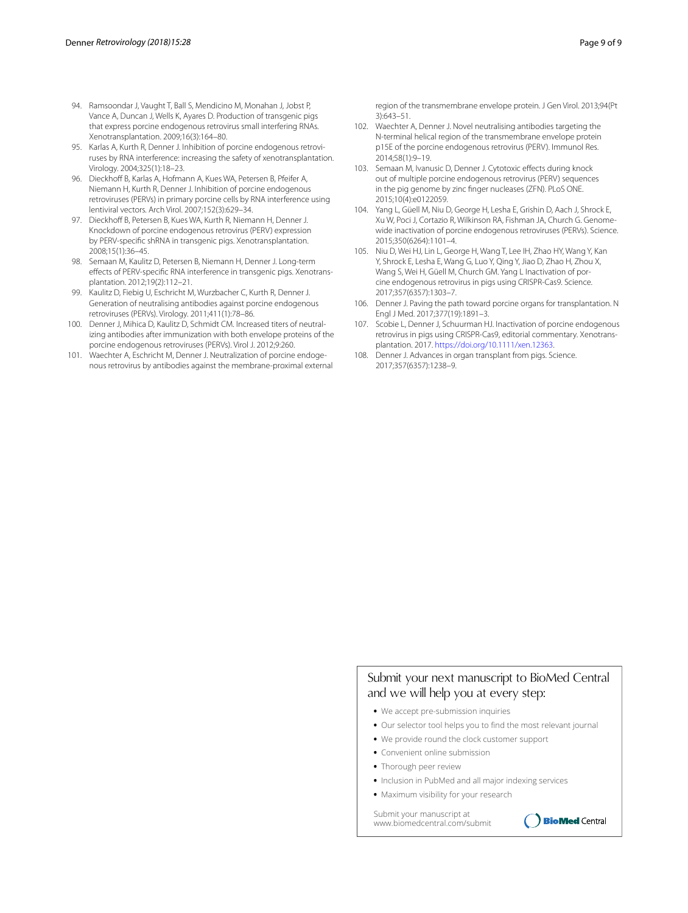94. Ramsoondar J, Vaught T, Ball S, Mendicino M, Monahan J, Jobst P, Vance A, Duncan J, Wells K, Ayares D. Production of transgenic pigs that express porcine endogenous retrovirus small interfering RNAs. Xenotransplantation. 2009;16(3):164–80.
95. Karlas A, Kurth R, Denner J. Inhibition of porcine endogenous retroviruses by RNA interference: increasing the safety of xenotransplantation. Virology. 2004;325(1):18–23.
96. Dieckhoff B, Karlas A, Hofmann A, Kues WA, Petersen B, Pfeifer A, Niemann H, Kurth R, Denner J. Inhibition of porcine endogenous retroviruses (PERVs) in primary porcine cells by RNA interference using lentiviral vectors. Arch Virol. 2007;152(3):629–34.
97. Dieckhoff B, Petersen B, Kues WA, Kurth R, Niemann H, Denner J. Knockdown of porcine endogenous retrovirus (PERV) expression by PERV-specific shRNA in transgenic pigs. Xenotransplantation. 2008;15(1):36–45.
98. Semaan M, Kaulitz D, Petersen B, Niemann H, Denner J. Long-term effects of PERV-specific RNA interference in transgenic pigs. Xenotransplantation. 2012;19(2):112–21.
99. Kaulitz D, Fiebig U, Eschricht M, Wurzbacher C, Kurth R, Denner J. Generation of neutralising antibodies against porcine endogenous retroviruses (PERVs). Virology. 2011;411(1):78–86.
100. Denner J, Mihica D, Kaulitz D, Schmidt CM. Increased titers of neutralizing antibodies after immunization with both envelope proteins of the porcine endogenous retroviruses (PERVs). Virol J. 2012;9:260.
101. Waechter A, Eschricht M, Denner J. Neutralization of porcine endogenous retrovirus by antibodies against the membrane-proximal external region of the transmembrane envelope protein. J Gen Virol. 2013;94(Pt 3):643–51.
102. Waechter A, Denner J. Novel neutralising antibodies targeting the N-terminal helical region of the transmembrane envelope protein p15E of the porcine endogenous retrovirus (PERV). Immunol Res. 2014;58(1):9–19.
103. Semaan M, Ivanusic D, Denner J. Cytotoxic effects during knock out of multiple porcine endogenous retrovirus (PERV) sequences in the pig genome by zinc finger nucleases (ZFN). PLoS ONE. 2015;10(4):e0122059.
104. Yang L, Güell M, Niu D, George H, Lesha E, Grishin D, Aach J, Shrock E, Xu W, Poci J, Cortazio R, Wilkinson RA, Fishman JA, Church G. Genome-wide inactivation of porcine endogenous retroviruses (PERVs). Science. 2015;350(6264):1101–4.
105. Niu D, Wei HJ, Lin L, George H, Wang T, Lee IH, Zhao HY, Wang Y, Kan Y, Shrock E, Lesha E, Wang G, Luo Y, Qing Y, Jiao D, Zhao H, Zhou X, Wang S, Wei H, Güell M, Church GM. Yang L Inactivation of porcine endogenous retrovirus in pigs using CRISPR-Cas9. Science. 2017;357(6357):1303–7.
106. Denner J. Paving the path toward porcine organs for transplantation. N Engl J Med. 2017;377(19):1891–3.
107. Scobie L, Denner J, Schuurman HJ. Inactivation of porcine endogenous retrovirus in pigs using CRISPR-Cas9, editorial commentary. Xenotransplantation. 2017. https://doi.org/10.1111/xen.12363.
108. Denner J. Advances in organ transplant from pigs. Science. 2017;357(6357):1238–9.

Submit your next manuscript to BioMed Central and we will help you at every step:

- We accept pre-submission inquiries
- Our selector tool helps you to find the most relevant journal
- We provide round the clock customer support
- Convenient online submission
- Thorough peer review
- Inclusion in PubMed and all major indexing services
- Maximum visibility for your research

Submit your manuscript at www.biomedcentral.com/submit

BioMed Central